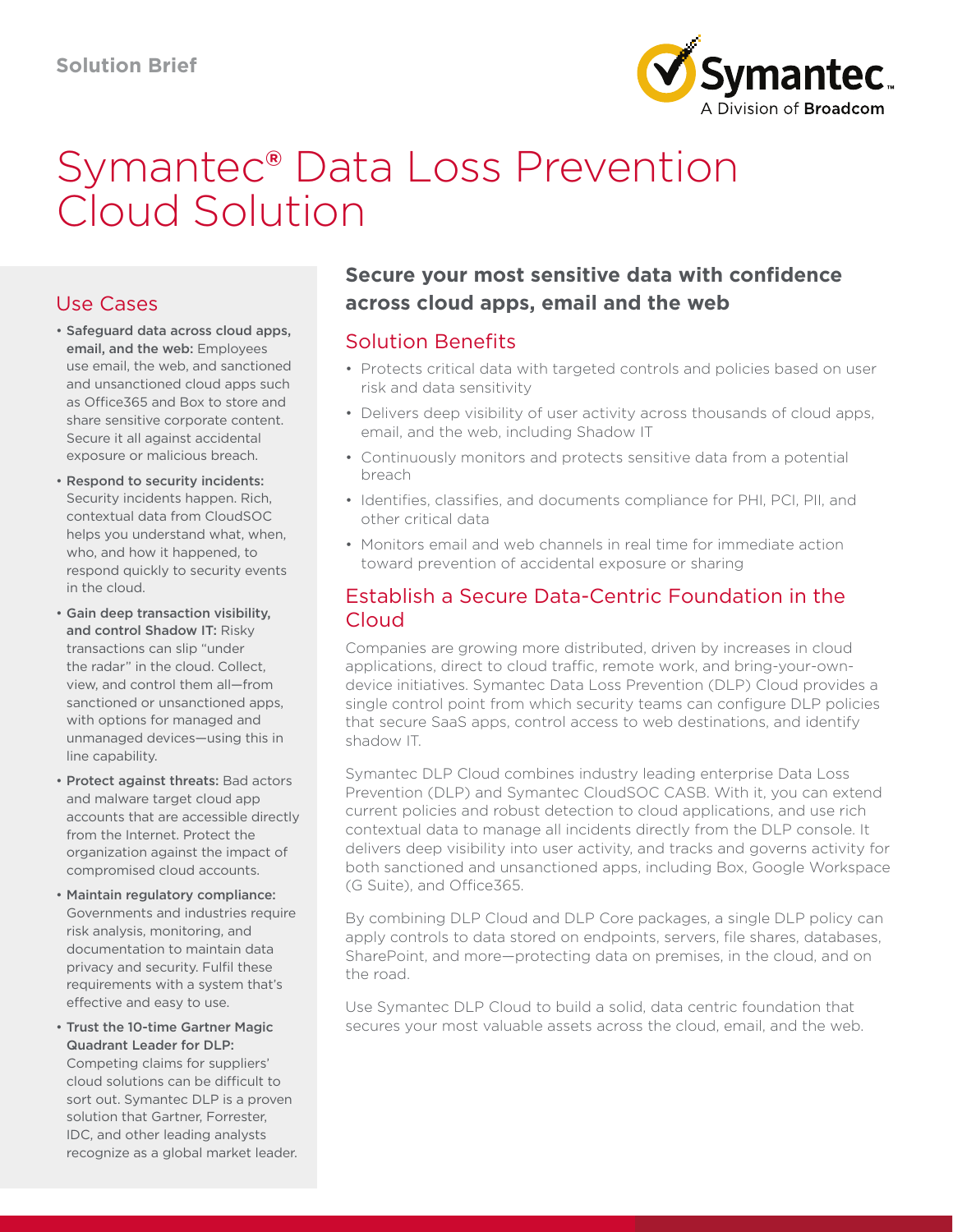Solution Brief

# Symantec® Data Loss Prevention Cloud Solution

## Use Cases

- **Safeguard data across cloud apps, email, and the web:** Employees use email, the web, and sanctioned and unsanctioned cloud apps such as Office365 and Box to store and share sensitive corporate content. Secure it all against accidental exposure or malicious breach.
- **Respond to security incidents:** Security incidents happen. Rich, contextual data from CloudSOC helps you understand what, when, who, and how it happened, to respond quickly to security events in the cloud.
- **Gain deep transaction visibility, and control Shadow IT:** Risky transactions can slip "under the radar" in the cloud. Collect, view, and control them all—from sanctioned or unsanctioned apps, with options for managed and unmanaged devices—using this in line capability.
- **Protect against threats:** Bad actors and malware target cloud app accounts that are accessible directly from the Internet. Protect the organization against the impact of compromised cloud accounts.
- **Maintain regulatory compliance:** Governments and industries require risk analysis, monitoring, and documentation to maintain data privacy and security. Fulfil these requirements with a system that's effective and easy to use.
- **Trust the 10-time Gartner Magic Quadrant Leader for DLP:** Competing claims for suppliers' cloud solutions can be difficult to sort out. Symantec DLP is a proven solution that Gartner, Forrester, IDC, and other leading analysts recognize as a global market leader.

## Secure your most sensitive data with confidence across cloud apps, email and the web

## Solution Benefits

- Protects critical data with targeted controls and policies based on user risk and data sensitivity
- Delivers deep visibility of user activity across thousands of cloud apps, email, and the web, including Shadow IT
- Continuously monitors and protects sensitive data from a potential breach
- Identifies, classifies, and documents compliance for PHI, PCI, PII, and other critical data
- Monitors email and web channels in real time for immediate action toward prevention of accidental exposure or sharing

## Establish a Secure Data-Centric Foundation in the Cloud

Companies are growing more distributed, driven by increases in cloud applications, direct to cloud traffic, remote work, and bring-your-own-device initiatives. Symantec Data Loss Prevention (DLP) Cloud provides a single control point from which security teams can configure DLP policies that secure SaaS apps, control access to web destinations, and identify shadow IT.

Symantec DLP Cloud combines industry leading enterprise Data Loss Prevention (DLP) and Symantec CloudSOC CASB. With it, you can extend current policies and robust detection to cloud applications, and use rich contextual data to manage all incidents directly from the DLP console. It delivers deep visibility into user activity, and tracks and governs activity for both sanctioned and unsanctioned apps, including Box, Google Workspace (G Suite), and Office365.

By combining DLP Cloud and DLP Core packages, a single DLP policy can apply controls to data stored on endpoints, servers, file shares, databases, SharePoint, and more—protecting data on premises, in the cloud, and on the road.

Use Symantec DLP Cloud to build a solid, data centric foundation that secures your most valuable assets across the cloud, email, and the web.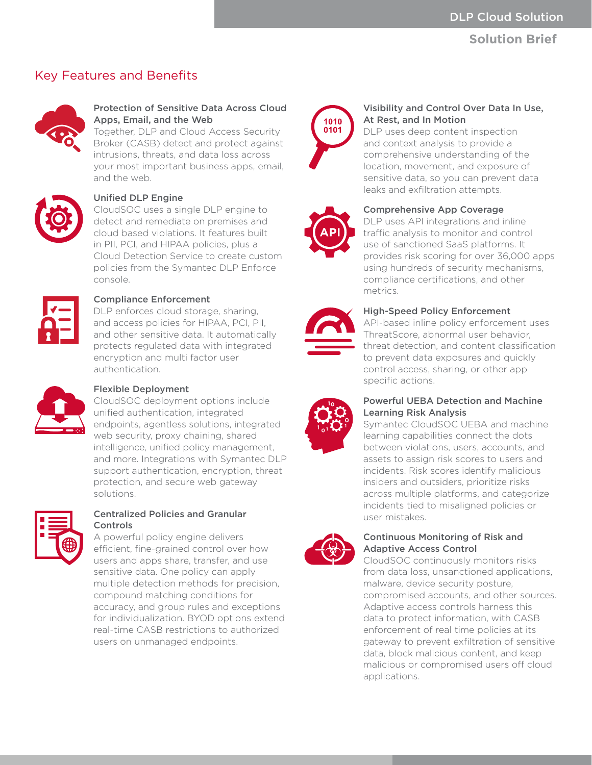## Key Features and Benefits

### Protection of Sensitive Data Across Cloud Apps, Email, and the Web

Together, DLP and Cloud Access Security Broker (CASB) detect and protect against intrusions, threats, and data loss across your most important business apps, email, and the web.

### Unified DLP Engine

CloudSOC uses a single DLP engine to detect and remediate on premises and cloud based violations. It features built in PII, PCI, and HIPAA policies, plus a Cloud Detection Service to create custom policies from the Symantec DLP Enforce console.

### Compliance Enforcement

DLP enforces cloud storage, sharing, and access policies for HIPAA, PCI, PII, and other sensitive data. It automatically protects regulated data with integrated encryption and multi factor user authentication.

### Flexible Deployment

CloudSOC deployment options include unified authentication, integrated endpoints, agentless solutions, integrated web security, proxy chaining, shared intelligence, unified policy management, and more. Integrations with Symantec DLP support authentication, encryption, threat protection, and secure web gateway solutions.

### Centralized Policies and Granular Controls

A powerful policy engine delivers efficient, fine-grained control over how users and apps share, transfer, and use sensitive data. One policy can apply multiple detection methods for precision, compound matching conditions for accuracy, and group rules and exceptions for individualization. BYOD options extend real-time CASB restrictions to authorized users on unmanaged endpoints.

### Visibility and Control Over Data In Use, At Rest, and In Motion

DLP uses deep content inspection and context analysis to provide a comprehensive understanding of the location, movement, and exposure of sensitive data, so you can prevent data leaks and exfiltration attempts.

### Comprehensive App Coverage

DLP uses API integrations and inline traffic analysis to monitor and control use of sanctioned SaaS platforms. It provides risk scoring for over 36,000 apps using hundreds of security mechanisms, compliance certifications, and other metrics.

### High-Speed Policy Enforcement

API-based inline policy enforcement uses ThreatScore, abnormal user behavior, threat detection, and content classification to prevent data exposures and quickly control access, sharing, or other app specific actions.

### Powerful UEBA Detection and Machine Learning Risk Analysis

Symantec CloudSOC UEBA and machine learning capabilities connect the dots between violations, users, accounts, and assets to assign risk scores to users and incidents. Risk scores identify malicious insiders and outsiders, prioritize risks across multiple platforms, and categorize incidents tied to misaligned policies or user mistakes.

### Continuous Monitoring of Risk and Adaptive Access Control

CloudSOC continuously monitors risks from data loss, unsanctioned applications, malware, device security posture, compromised accounts, and other sources. Adaptive access controls harness this data to protect information, with CASB enforcement of real time policies at its gateway to prevent exfiltration of sensitive data, block malicious content, and keep malicious or compromised users off cloud applications.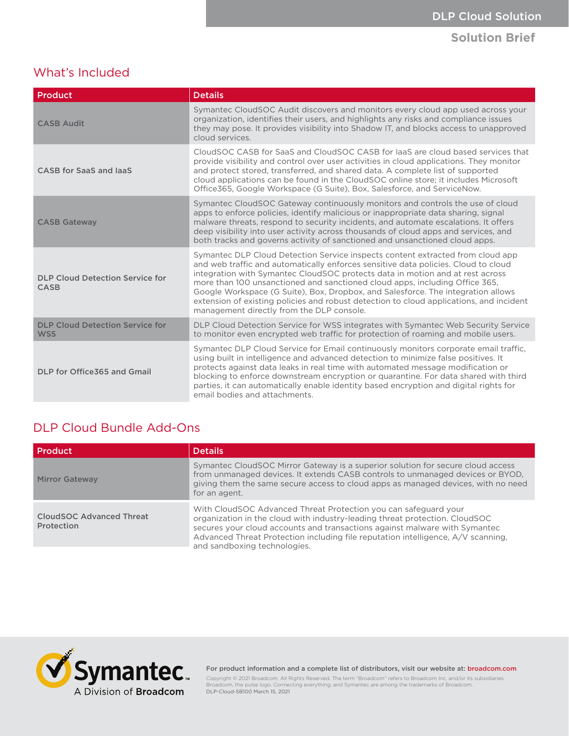## What's Included

| Product | Details |
|---|---|
| CASB Audit | Symantec CloudSOC Audit discovers and monitors every cloud app used across your organization, identifies their users, and highlights any risks and compliance issues they may pose. It provides visibility into Shadow IT, and blocks access to unapproved cloud services. |
| CASB for SaaS and IaaS | CloudSOC CASB for SaaS and CloudSOC CASB for IaaS are cloud based services that provide visibility and control over user activities in cloud applications. They monitor and protect stored, transferred, and shared data. A complete list of supported cloud applications can be found in the CloudSOC online store; it includes Microsoft Office365, Google Workspace (G Suite), Box, Salesforce, and ServiceNow. |
| CASB Gateway | Symantec CloudSOC Gateway continuously monitors and controls the use of cloud apps to enforce policies, identify malicious or inappropriate data sharing, signal malware threats, respond to security incidents, and automate escalations. It offers deep visibility into user activity across thousands of cloud apps and services, and both tracks and governs activity of sanctioned and unsanctioned cloud apps. |
| DLP Cloud Detection Service for CASB | Symantec DLP Cloud Detection Service inspects content extracted from cloud app and web traffic and automatically enforces sensitive data policies. Cloud to cloud integration with Symantec CloudSOC protects data in motion and at rest across more than 100 unsanctioned and sanctioned cloud apps, including Office 365, Google Workspace (G Suite), Box, Dropbox, and Salesforce. The integration allows extension of existing policies and robust detection to cloud applications, and incident management directly from the DLP console. |
| DLP Cloud Detection Service for WSS | DLP Cloud Detection Service for WSS integrates with Symantec Web Security Service to monitor even encrypted web traffic for protection of roaming and mobile users. |
| DLP for Office365 and Gmail | Symantec DLP Cloud Service for Email continuously monitors corporate email traffic, using built in intelligence and advanced detection to minimize false positives. It protects against data leaks in real time with automated message modification or blocking to enforce downstream encryption or quarantine. For data shared with third parties, it can automatically enable identity based encryption and digital rights for email bodies and attachments. |

## DLP Cloud Bundle Add-Ons

| Product | Details |
|---|---|
| Mirror Gateway | Symantec CloudSOC Mirror Gateway is a superior solution for secure cloud access from unmanaged devices. It extends CASB controls to unmanaged devices or BYOD, giving them the same secure access to cloud apps as managed devices, with no need for an agent. |
| CloudSOC Advanced Threat Protection | With CloudSOC Advanced Threat Protection you can safeguard your organization in the cloud with industry-leading threat protection. CloudSOC secures your cloud accounts and transactions against malware with Symantec Advanced Threat Protection including file reputation intelligence, A/V scanning, and sandboxing technologies. |

Symantec™ A Division of Broadcom

For product information and a complete list of distributors, visit our website at: broadcom.com

Copyright © 2021 Broadcom. All Rights Reserved. The term "Broadcom" refers to Broadcom Inc. and/or its subsidiaries. Broadcom, the pulse logo, Connecting everything, and Symantec are among the trademarks of Broadcom.
DLP-Cloud-SB100 March 15, 2021